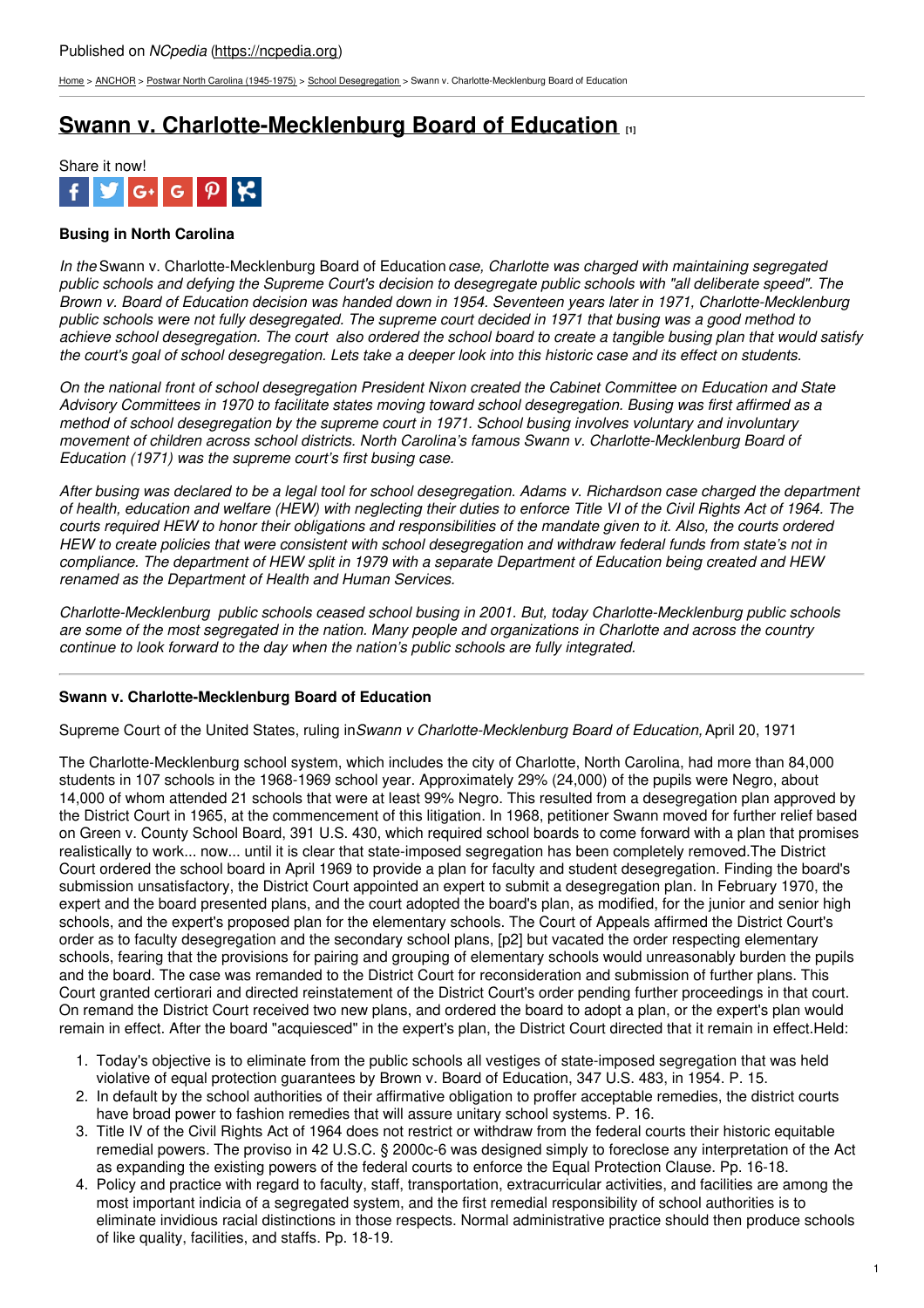Published on *NCpedia* (https://ncpedia.org)

Home > ANCHOR > Postwar North Carolina (1945-1975) > School Desegregation > Swann v. Charlotte-Mecklenburg Board of Education

# Swann v. Charlotte-Mecklenburg Board of Education [1]

Share it now!

### Busing in North Carolina

*In the* Swann v. Charlotte-Mecklenburg Board of Education *case, Charlotte was charged with maintaining segregated public schools and defying the Supreme Court's decision to desegregate public schools with "all deliberate speed". The Brown v. Board of Education decision was handed down in 1954. Seventeen years later in 1971, Charlotte-Mecklenburg public schools were not fully desegregated. The supreme court decided in 1971 that busing was a good method to achieve school desegregation. The court also ordered the school board to create a tangible busing plan that would satisfy the court's goal of school desegregation. Lets take a deeper look into this historic case and its effect on students.*

*On the national front of school desegregation President Nixon created the Cabinet Committee on Education and State Advisory Committees in 1970 to facilitate states moving toward school desegregation. Busing was first affirmed as a method of school desegregation by the supreme court in 1971. School busing involves voluntary and involuntary movement of children across school districts. North Carolina's famous Swann v. Charlotte-Mecklenburg Board of Education (1971) was the supreme court's first busing case.*

*After busing was declared to be a legal tool for school desegregation. Adams v. Richardson case charged the department of health, education and welfare (HEW) with neglecting their duties to enforce Title VI of the Civil Rights Act of 1964. The courts required HEW to honor their obligations and responsibilities of the mandate given to it. Also, the courts ordered HEW to create policies that were consistent with school desegregation and withdraw federal funds from state's not in compliance. The department of HEW split in 1979 with a separate Department of Education being created and HEW renamed as the Department of Health and Human Services.*

*Charlotte-Mecklenburg public schools ceased school busing in 2001. But, today Charlotte-Mecklenburg public schools are some of the most segregated in the nation. Many people and organizations in Charlotte and across the country continue to look forward to the day when the nation's public schools are fully integrated.*

---

### Swann v. Charlotte-Mecklenburg Board of Education

Supreme Court of the United States, ruling in *Swann v Charlotte-Mecklenburg Board of Education,* April 20, 1971

The Charlotte-Mecklenburg school system, which includes the city of Charlotte, North Carolina, had more than 84,000 students in 107 schools in the 1968-1969 school year. Approximately 29% (24,000) of the pupils were Negro, about 14,000 of whom attended 21 schools that were at least 99% Negro. This resulted from a desegregation plan approved by the District Court in 1965, at the commencement of this litigation. In 1968, petitioner Swann moved for further relief based on Green v. County School Board, 391 U.S. 430, which required school boards to come forward with a plan that promises realistically to work... now... until it is clear that state-imposed segregation has been completely removed.The District Court ordered the school board in April 1969 to provide a plan for faculty and student desegregation. Finding the board's submission unsatisfactory, the District Court appointed an expert to submit a desegregation plan. In February 1970, the expert and the board presented plans, and the court adopted the board's plan, as modified, for the junior and senior high schools, and the expert's proposed plan for the elementary schools. The Court of Appeals affirmed the District Court's order as to faculty desegregation and the secondary school plans, [p2] but vacated the order respecting elementary schools, fearing that the provisions for pairing and grouping of elementary schools would unreasonably burden the pupils and the board. The case was remanded to the District Court for reconsideration and submission of further plans. This Court granted certiorari and directed reinstatement of the District Court's order pending further proceedings in that court. On remand the District Court received two new plans, and ordered the board to adopt a plan, or the expert's plan would remain in effect. After the board "acquiesced" in the expert's plan, the District Court directed that it remain in effect.Held:

1. Today's objective is to eliminate from the public schools all vestiges of state-imposed segregation that was held violative of equal protection guarantees by Brown v. Board of Education, 347 U.S. 483, in 1954. P. 15.
2. In default by the school authorities of their affirmative obligation to proffer acceptable remedies, the district courts have broad power to fashion remedies that will assure unitary school systems. P. 16.
3. Title IV of the Civil Rights Act of 1964 does not restrict or withdraw from the federal courts their historic equitable remedial powers. The proviso in 42 U.S.C. § 2000c-6 was designed simply to foreclose any interpretation of the Act as expanding the existing powers of the federal courts to enforce the Equal Protection Clause. Pp. 16-18.
4. Policy and practice with regard to faculty, staff, transportation, extracurricular activities, and facilities are among the most important indicia of a segregated system, and the first remedial responsibility of school authorities is to eliminate invidious racial distinctions in those respects. Normal administrative practice should then produce schools of like quality, facilities, and staffs. Pp. 18-19.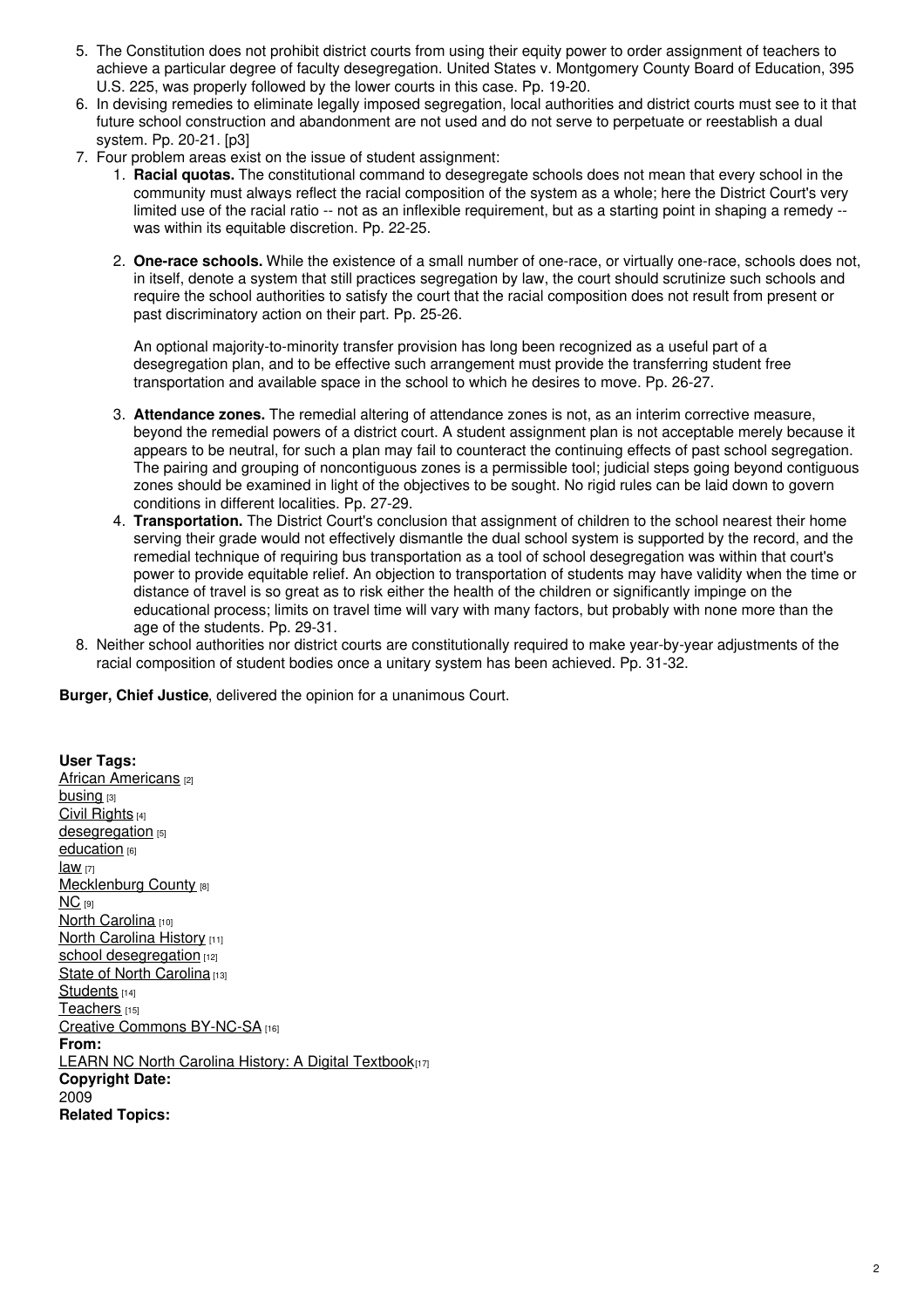5. The Constitution does not prohibit district courts from using their equity power to order assignment of teachers to achieve a particular degree of faculty desegregation. United States v. Montgomery County Board of Education, 395 U.S. 225, was properly followed by the lower courts in this case. Pp. 19-20.
6. In devising remedies to eliminate legally imposed segregation, local authorities and district courts must see to it that future school construction and abandonment are not used and do not serve to perpetuate or reestablish a dual system. Pp. 20-21. [p3]
7. Four problem areas exist on the issue of student assignment:
   1. **Racial quotas.** The constitutional command to desegregate schools does not mean that every school in the community must always reflect the racial composition of the system as a whole; here the District Court's very limited use of the racial ratio -- not as an inflexible requirement, but as a starting point in shaping a remedy -- was within its equitable discretion. Pp. 22-25.
   2. **One-race schools.** While the existence of a small number of one-race, or virtually one-race, schools does not, in itself, denote a system that still practices segregation by law, the court should scrutinize such schools and require the school authorities to satisfy the court that the racial composition does not result from present or past discriminatory action on their part. Pp. 25-26.

      An optional majority-to-minority transfer provision has long been recognized as a useful part of a desegregation plan, and to be effective such arrangement must provide the transferring student free transportation and available space in the school to which he desires to move. Pp. 26-27.
   3. **Attendance zones.** The remedial altering of attendance zones is not, as an interim corrective measure, beyond the remedial powers of a district court. A student assignment plan is not acceptable merely because it appears to be neutral, for such a plan may fail to counteract the continuing effects of past school segregation. The pairing and grouping of noncontiguous zones is a permissible tool; judicial steps going beyond contiguous zones should be examined in light of the objectives to be sought. No rigid rules can be laid down to govern conditions in different localities. Pp. 27-29.
   4. **Transportation.** The District Court's conclusion that assignment of children to the school nearest their home serving their grade would not effectively dismantle the dual school system is supported by the record, and the remedial technique of requiring bus transportation as a tool of school desegregation was within that court's power to provide equitable relief. An objection to transportation of students may have validity when the time or distance of travel is so great as to risk either the health of the children or significantly impinge on the educational process; limits on travel time will vary with many factors, but probably with none more than the age of the students. Pp. 29-31.
8. Neither school authorities nor district courts are constitutionally required to make year-by-year adjustments of the racial composition of student bodies once a unitary system has been achieved. Pp. 31-32.

**Burger, Chief Justice**, delivered the opinion for a unanimous Court.

**User Tags:**
African Americans [2]
busing [3]
Civil Rights [4]
desegregation [5]
education [6]
law [7]
Mecklenburg County [8]
NC [9]
North Carolina [10]
North Carolina History [11]
school desegregation [12]
State of North Carolina [13]
Students [14]
Teachers [15]
Creative Commons BY-NC-SA [16]
**From:**
LEARN NC North Carolina History: A Digital Textbook [17]
**Copyright Date:**
2009
**Related Topics:**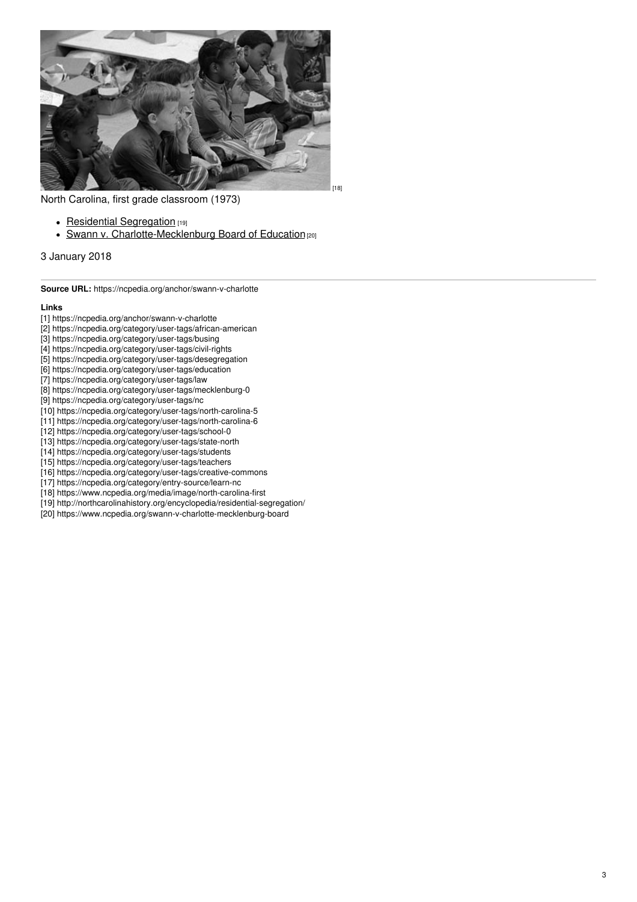[18]

North Carolina, first grade classroom (1973)

- Residential Segregation [19]
- Swann v. Charlotte-Mecklenburg Board of Education [20]

3 January 2018

---

**Source URL:** https://ncpedia.org/anchor/swann-v-charlotte

**Links**

[1] https://ncpedia.org/anchor/swann-v-charlotte
[2] https://ncpedia.org/category/user-tags/african-american
[3] https://ncpedia.org/category/user-tags/busing
[4] https://ncpedia.org/category/user-tags/civil-rights
[5] https://ncpedia.org/category/user-tags/desegregation
[6] https://ncpedia.org/category/user-tags/education
[7] https://ncpedia.org/category/user-tags/law
[8] https://ncpedia.org/category/user-tags/mecklenburg-0
[9] https://ncpedia.org/category/user-tags/nc
[10] https://ncpedia.org/category/user-tags/north-carolina-5
[11] https://ncpedia.org/category/user-tags/north-carolina-6
[12] https://ncpedia.org/category/user-tags/school-0
[13] https://ncpedia.org/category/user-tags/state-north
[14] https://ncpedia.org/category/user-tags/students
[15] https://ncpedia.org/category/user-tags/teachers
[16] https://ncpedia.org/category/user-tags/creative-commons
[17] https://ncpedia.org/category/entry-source/learn-nc
[18] https://www.ncpedia.org/media/image/north-carolina-first
[19] http://northcarolinahistory.org/encyclopedia/residential-segregation/
[20] https://www.ncpedia.org/swann-v-charlotte-mecklenburg-board